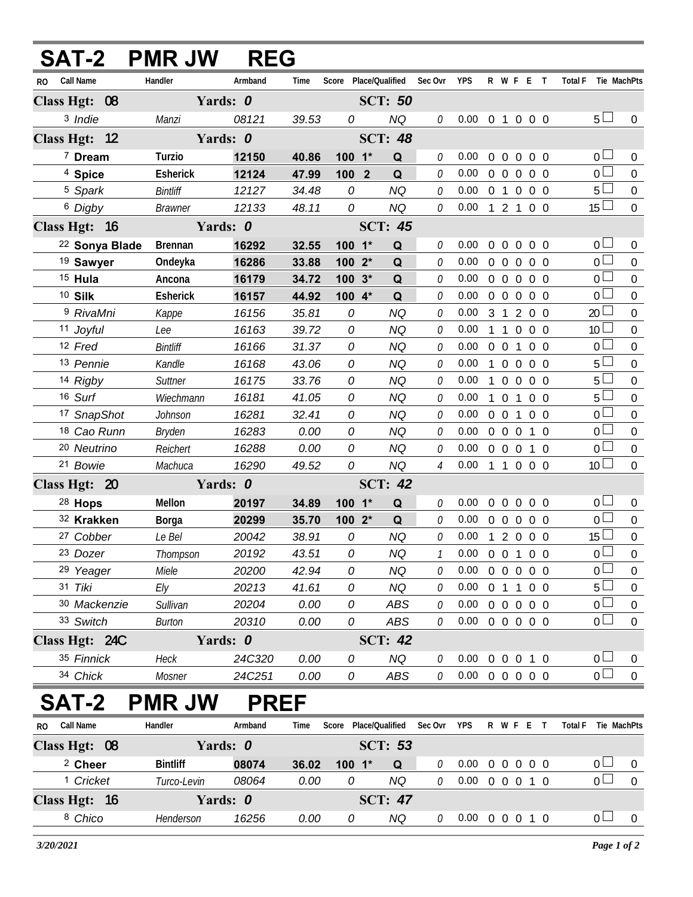# SAT-2 PMR JW REG

| RO | Call Name | Handler | Armband | Time | Score | Place/Qualified | | Sec Ovr | YPS | R | W | F | E | T | Total F | Tie | MachPts |
|---|---|---|---|---|---|---|---|---|---|---|---|---|---|---|---|---|---|
| **Class Hgt: 08** | | **Yards: 0** | | | | **SCT: 50** | | | | | | | | | | | |
| 3 | *Indie* | *Manzi* | *08121* | *39.53* | *0* | | *NQ* | *0* | 0.00 | 0 | 1 | 0 | 0 | 0 | 5 | ☐ | 0 |
| **Class Hgt: 12** | | **Yards: 0** | | | | **SCT: 48** | | | | | | | | | | | |
| 7 | **Dream** | **Turzio** | **12150** | **40.86** | **100** | **1*** | **Q** | *0* | 0.00 | 0 | 0 | 0 | 0 | 0 | 0 | ☐ | 0 |
| 4 | **Spice** | **Esherick** | **12124** | **47.99** | **100** | **2** | **Q** | *0* | 0.00 | 0 | 0 | 0 | 0 | 0 | 0 | ☐ | 0 |
| 5 | *Spark* | *Bintliff* | *12127* | *34.48* | *0* | | *NQ* | *0* | 0.00 | 0 | 1 | 0 | 0 | 0 | 5 | ☐ | 0 |
| 6 | *Digby* | *Brawner* | *12133* | *48.11* | *0* | | *NQ* | *0* | 0.00 | 1 | 2 | 1 | 0 | 0 | 15 | ☐ | 0 |
| **Class Hgt: 16** | | **Yards: 0** | | | | **SCT: 45** | | | | | | | | | | | |
| 22 | **Sonya Blade** | **Brennan** | **16292** | **32.55** | **100** | **1*** | **Q** | *0* | 0.00 | 0 | 0 | 0 | 0 | 0 | 0 | ☐ | 0 |
| 19 | **Sawyer** | **Ondeyka** | **16286** | **33.88** | **100** | **2*** | **Q** | *0* | 0.00 | 0 | 0 | 0 | 0 | 0 | 0 | ☐ | 0 |
| 15 | **Hula** | **Ancona** | **16179** | **34.72** | **100** | **3*** | **Q** | *0* | 0.00 | 0 | 0 | 0 | 0 | 0 | 0 | ☐ | 0 |
| 10 | **Silk** | **Esherick** | **16157** | **44.92** | **100** | **4*** | **Q** | *0* | 0.00 | 0 | 0 | 0 | 0 | 0 | 0 | ☐ | 0 |
| 9 | *RivaMni* | *Kappe* | *16156* | *35.81* | *0* | | *NQ* | *0* | 0.00 | 3 | 1 | 2 | 0 | 0 | 20 | ☐ | 0 |
| 11 | *Joyful* | *Lee* | *16163* | *39.72* | *0* | | *NQ* | *0* | 0.00 | 1 | 1 | 0 | 0 | 0 | 10 | ☐ | 0 |
| 12 | *Fred* | *Bintliff* | *16166* | *31.37* | *0* | | *NQ* | *0* | 0.00 | 0 | 0 | 1 | 0 | 0 | 0 | ☐ | 0 |
| 13 | *Pennie* | *Kandle* | *16168* | *43.06* | *0* | | *NQ* | *0* | 0.00 | 1 | 0 | 0 | 0 | 0 | 5 | ☐ | 0 |
| 14 | *Rigby* | *Suttner* | *16175* | *33.76* | *0* | | *NQ* | *0* | 0.00 | 1 | 0 | 0 | 0 | 0 | 5 | ☐ | 0 |
| 16 | *Surf* | *Wiechmann* | *16181* | *41.05* | *0* | | *NQ* | *0* | 0.00 | 1 | 0 | 1 | 0 | 0 | 5 | ☐ | 0 |
| 17 | *SnapShot* | *Johnson* | *16281* | *32.41* | *0* | | *NQ* | *0* | 0.00 | 0 | 0 | 1 | 0 | 0 | 0 | ☐ | 0 |
| 18 | *Cao Runn* | *Bryden* | *16283* | *0.00* | *0* | | *NQ* | *0* | 0.00 | 0 | 0 | 0 | 1 | 0 | 0 | ☐ | 0 |
| 20 | *Neutrino* | *Reichert* | *16288* | *0.00* | *0* | | *NQ* | *0* | 0.00 | 0 | 0 | 0 | 1 | 0 | 0 | ☐ | 0 |
| 21 | *Bowie* | *Machuca* | *16290* | *49.52* | *0* | | *NQ* | *4* | 0.00 | 1 | 1 | 0 | 0 | 0 | 10 | ☐ | 0 |
| **Class Hgt: 20** | | **Yards: 0** | | | | **SCT: 42** | | | | | | | | | | | |
| 28 | **Hops** | **Mellon** | **20197** | **34.89** | **100** | **1*** | **Q** | *0* | 0.00 | 0 | 0 | 0 | 0 | 0 | 0 | ☐ | 0 |
| 32 | **Krakken** | **Borga** | **20299** | **35.70** | **100** | **2*** | **Q** | *0* | 0.00 | 0 | 0 | 0 | 0 | 0 | 0 | ☐ | 0 |
| 27 | *Cobber* | *Le Bel* | *20042* | *38.91* | *0* | | *NQ* | *0* | 0.00 | 1 | 2 | 0 | 0 | 0 | 15 | ☐ | 0 |
| 23 | *Dozer* | *Thompson* | *20192* | *43.51* | *0* | | *NQ* | *1* | 0.00 | 0 | 0 | 1 | 0 | 0 | 0 | ☐ | 0 |
| 29 | *Yeager* | *Miele* | *20200* | *42.94* | *0* | | *NQ* | *0* | 0.00 | 0 | 0 | 0 | 0 | 0 | 0 | ☐ | 0 |
| 31 | *Tiki* | *Ely* | *20213* | *41.61* | *0* | | *NQ* | *0* | 0.00 | 0 | 1 | 1 | 0 | 0 | 5 | ☐ | 0 |
| 30 | *Mackenzie* | *Sullivan* | *20204* | *0.00* | *0* | | *ABS* | *0* | 0.00 | 0 | 0 | 0 | 0 | 0 | 0 | ☐ | 0 |
| 33 | *Switch* | *Burton* | *20310* | *0.00* | *0* | | *ABS* | *0* | 0.00 | 0 | 0 | 0 | 0 | 0 | 0 | ☐ | 0 |
| **Class Hgt: 24C** | | **Yards: 0** | | | | **SCT: 42** | | | | | | | | | | | |
| 35 | *Finnick* | *Heck* | *24C320* | *0.00* | *0* | | *NQ* | *0* | 0.00 | 0 | 0 | 0 | 1 | 0 | 0 | ☐ | 0 |
| 34 | *Chick* | *Mosner* | *24C251* | *0.00* | *0* | | *ABS* | *0* | 0.00 | 0 | 0 | 0 | 0 | 0 | 0 | ☐ | 0 |

# SAT-2 PMR JW PREF

| RO | Call Name | Handler | Armband | Time | Score | Place/Qualified | | Sec Ovr | YPS | R | W | F | E | T | Total F | Tie | MachPts |
|---|---|---|---|---|---|---|---|---|---|---|---|---|---|---|---|---|---|
| **Class Hgt: 08** | | **Yards: 0** | | | | **SCT: 53** | | | | | | | | | | | |
| 2 | **Cheer** | **Bintliff** | **08074** | **36.02** | **100** | **1*** | **Q** | *0* | 0.00 | 0 | 0 | 0 | 0 | 0 | 0 | ☐ | 0 |
| 1 | *Cricket* | *Turco-Levin* | *08064* | *0.00* | *0* | | *NQ* | *0* | 0.00 | 0 | 0 | 0 | 1 | 0 | 0 | ☐ | 0 |
| **Class Hgt: 16** | | **Yards: 0** | | | | **SCT: 47** | | | | | | | | | | | |
| 8 | *Chico* | *Henderson* | *16256* | *0.00* | *0* | | *NQ* | *0* | 0.00 | 0 | 0 | 0 | 1 | 0 | 0 | ☐ | 0 |

*3/20/2021*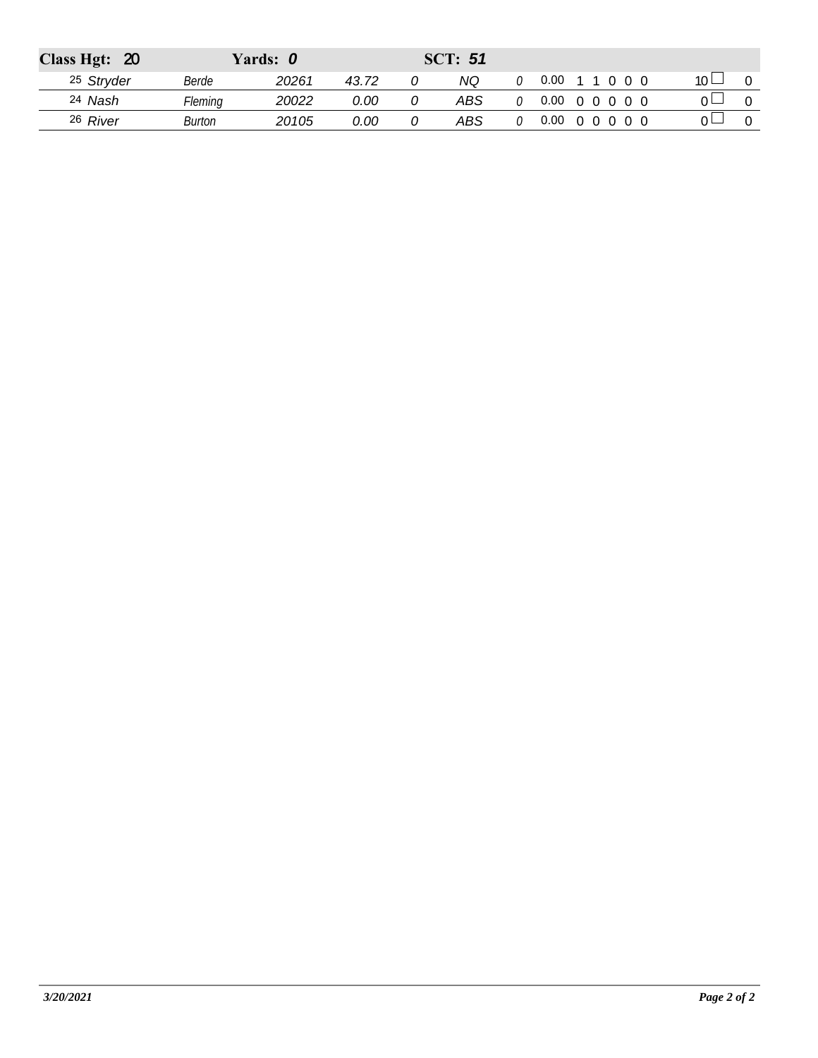| Class Hgt: 20 | | Yards: *0* | | | SCT: *51* | | | | | |
|---|---|---|---|---|---|---|---|---|---|---|
| 25 *Stryder* | *Berde* | *20261* | *43.72* | *0* | *NQ* | *0* | 0.00 | 1 1 0 0 0 | 10 ☐ | 0 |
| 24 *Nash* | *Fleming* | *20022* | *0.00* | *0* | *ABS* | *0* | 0.00 | 0 0 0 0 0 | 0 ☐ | 0 |
| 26 *River* | *Burton* | *20105* | *0.00* | *0* | *ABS* | *0* | 0.00 | 0 0 0 0 0 | 0 ☐ | 0 |

*3/20/2021*